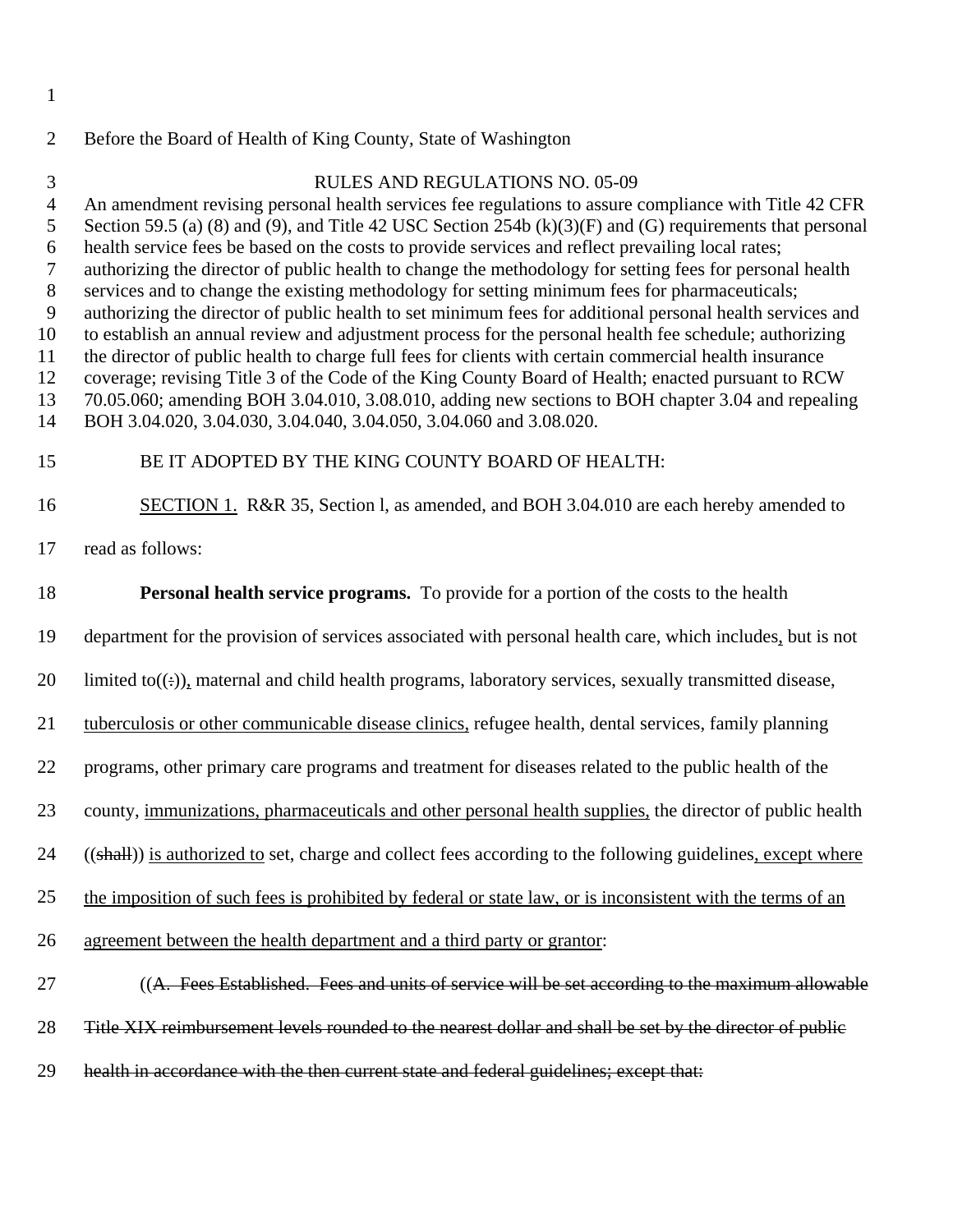Before the Board of Health of King County, State of Washington

RULES AND REGULATIONS NO. 05-09

An amendment revising personal health services fee regulations to assure compliance with Title 42 CFR Section 59.5 (a) (8) and (9), and Title 42 USC Section 254b (k)(3)(F) and (G) requirements that personal health service fees be based on the costs to provide services and reflect prevailing local rates; authorizing the director of public health to change the methodology for setting fees for personal health services and to change the existing methodology for setting minimum fees for pharmaceuticals; authorizing the director of public health to set minimum fees for additional personal health services and to establish an annual review and adjustment process for the personal health fee schedule; authorizing the director of public health to charge full fees for clients with certain commercial health insurance coverage; revising Title 3 of the Code of the King County Board of Health; enacted pursuant to RCW 70.05.060; amending BOH 3.04.010, 3.08.010, adding new sections to BOH chapter 3.04 and repealing BOH 3.04.020, 3.04.030, 3.04.040, 3.04.050, 3.04.060 and 3.08.020.

BE IT ADOPTED BY THE KING COUNTY BOARD OF HEALTH:

SECTION 1. R&R 35, Section l, as amended, and BOH 3.04.010 are each hereby amended to read as follows:

**Personal health service programs.** To provide for a portion of the costs to the health department for the provision of services associated with personal health care, which includes, but is not limited to((:)), maternal and child health programs, laboratory services, sexually transmitted disease, tuberculosis or other communicable disease clinics, refugee health, dental services, family planning programs, other primary care programs and treatment for diseases related to the public health of the county, immunizations, pharmaceuticals and other personal health supplies, the director of public health ((~~shall~~)) is authorized to set, charge and collect fees according to the following guidelines, except where the imposition of such fees is prohibited by federal or state law, or is inconsistent with the terms of an agreement between the health department and a third party or grantor:

((~~A. Fees Established. Fees and units of service will be set according to the maximum allowable Title XIX reimbursement levels rounded to the nearest dollar and shall be set by the director of public health in accordance with the then current state and federal guidelines; except that:~~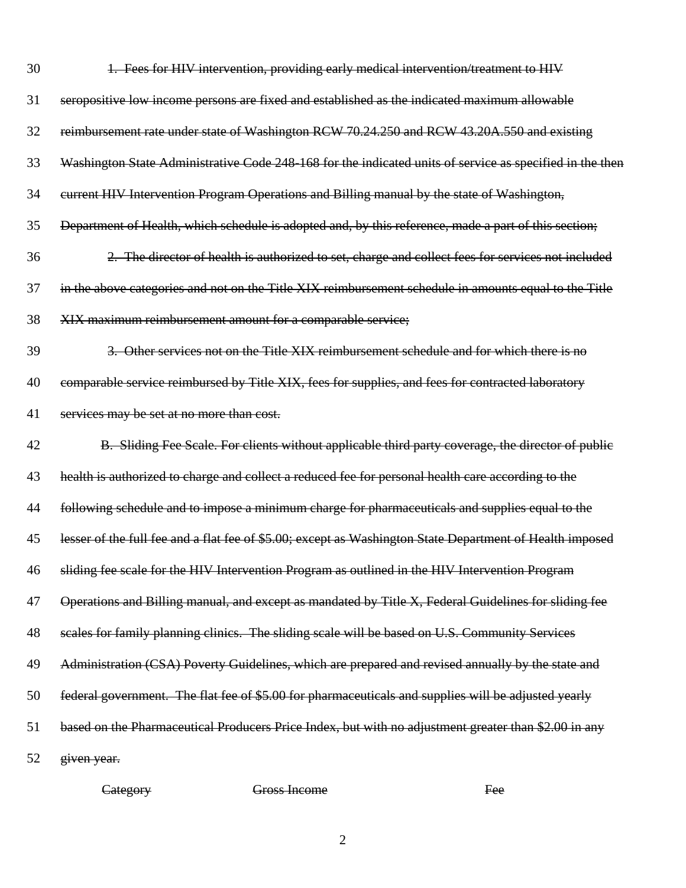30 ~~1. Fees for HIV intervention, providing early medical intervention/treatment to HIV~~

31 ~~seropositive low income persons are fixed and established as the indicated maximum allowable~~

32 ~~reimbursement rate under state of Washington RCW 70.24.250 and RCW 43.20A.550 and existing~~

33 ~~Washington State Administrative Code 248-168 for the indicated units of service as specified in the then~~

34 ~~current HIV Intervention Program Operations and Billing manual by the state of Washington,~~

35 ~~Department of Health, which schedule is adopted and, by this reference, made a part of this section;~~

36 ~~2. The director of health is authorized to set, charge and collect fees for services not included~~

37 ~~in the above categories and not on the Title XIX reimbursement schedule in amounts equal to the Title~~

38 ~~XIX maximum reimbursement amount for a comparable service;~~

39 ~~3. Other services not on the Title XIX reimbursement schedule and for which there is no~~

40 ~~comparable service reimbursed by Title XIX, fees for supplies, and fees for contracted laboratory~~

41 ~~services may be set at no more than cost.~~

42 ~~B. Sliding Fee Scale. For clients without applicable third party coverage, the director of public~~

43 ~~health is authorized to charge and collect a reduced fee for personal health care according to the~~

44 ~~following schedule and to impose a minimum charge for pharmaceuticals and supplies equal to the~~

45 ~~lesser of the full fee and a flat fee of $5.00; except as Washington State Department of Health imposed~~

46 ~~sliding fee scale for the HIV Intervention Program as outlined in the HIV Intervention Program~~

47 ~~Operations and Billing manual, and except as mandated by Title X, Federal Guidelines for sliding fee~~

48 ~~scales for family planning clinics. The sliding scale will be based on U.S. Community Services~~

49 ~~Administration (CSA) Poverty Guidelines, which are prepared and revised annually by the state and~~

50 ~~federal government. The flat fee of $5.00 for pharmaceuticals and supplies will be adjusted yearly~~

51 ~~based on the Pharmaceutical Producers Price Index, but with no adjustment greater than $2.00 in any~~

52 ~~given year.~~

| ~~Category~~ | ~~Gross Income~~ | ~~Fee~~ |
|---|---|---|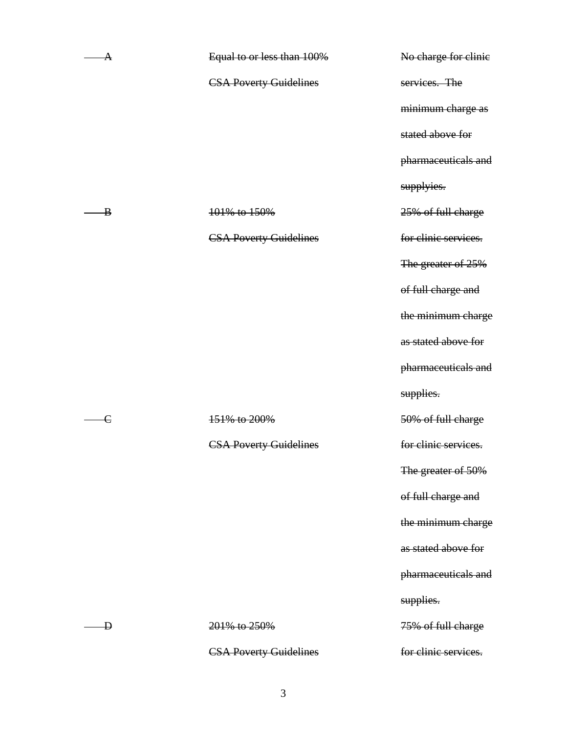| | | |
|---|---|---|
| ~~A~~ | ~~Equal to or less than 100% CSA Poverty Guidelines~~ | ~~No charge for clinic services. The minimum charge as stated above for pharmaceuticals and supplyies.~~ |
| ~~B~~ | ~~101% to 150% CSA Poverty Guidelines~~ | ~~25% of full charge for clinic services. The greater of 25% of full charge and the minimum charge as stated above for pharmaceuticals and supplies.~~ |
| ~~C~~ | ~~151% to 200% CSA Poverty Guidelines~~ | ~~50% of full charge for clinic services. The greater of 50% of full charge and the minimum charge as stated above for pharmaceuticals and supplies.~~ |
| ~~D~~ | ~~201% to 250% CSA Poverty Guidelines~~ | ~~75% of full charge for clinic services.~~ |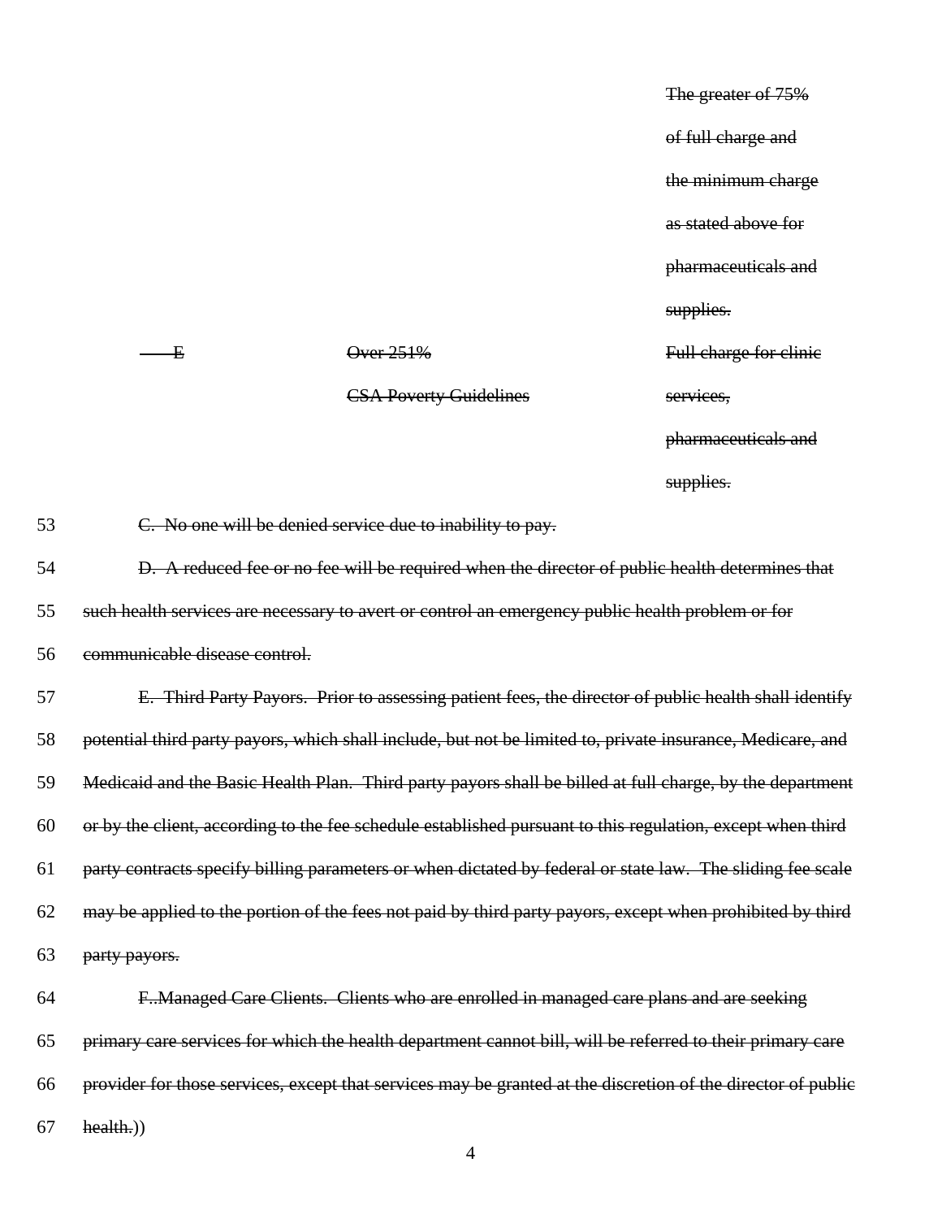| | | ~~The greater of 75% of full charge and the minimum charge as stated above for pharmaceuticals and supplies.~~ |
|---|---|---|
| ~~E~~ | ~~Over 251% CSA Poverty Guidelines~~ | ~~Full charge for clinic services, pharmaceuticals and supplies.~~ |

53 ~~C. No one will be denied service due to inability to pay.~~

54 ~~D. A reduced fee or no fee will be required when the director of public health determines that~~
55 ~~such health services are necessary to avert or control an emergency public health problem or for~~
56 ~~communicable disease control.~~

57 ~~E. Third Party Payors. Prior to assessing patient fees, the director of public health shall identify~~
58 ~~potential third party payors, which shall include, but not be limited to, private insurance, Medicare, and~~
59 ~~Medicaid and the Basic Health Plan. Third party payors shall be billed at full charge, by the department~~
60 ~~or by the client, according to the fee schedule established pursuant to this regulation, except when third~~
61 ~~party contracts specify billing parameters or when dictated by federal or state law. The sliding fee scale~~
62 ~~may be applied to the portion of the fees not paid by third party payors, except when prohibited by third~~
63 ~~party payors.~~

64 ~~F..Managed Care Clients. Clients who are enrolled in managed care plans and are seeking~~
65 ~~primary care services for which the health department cannot bill, will be referred to their primary care~~
66 ~~provider for those services, except that services may be granted at the discretion of the director of public~~
67 ~~health.~~))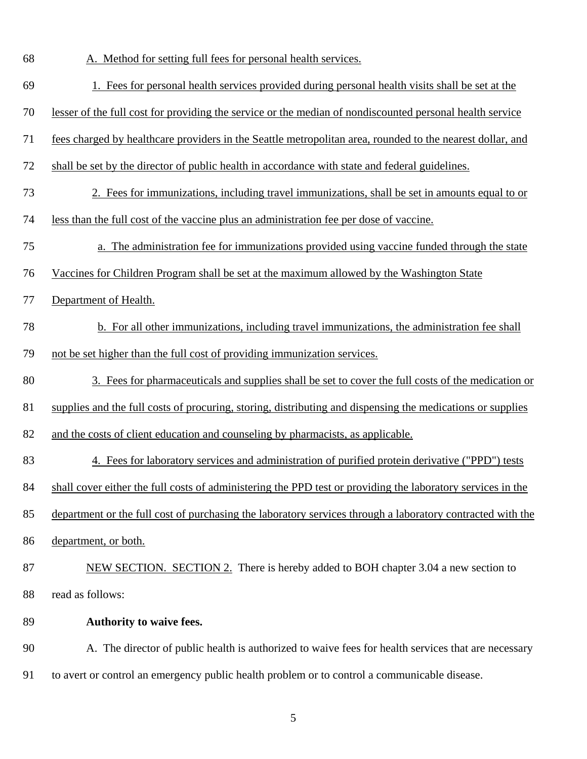A. Method for setting full fees for personal health services.

1. Fees for personal health services provided during personal health visits shall be set at the lesser of the full cost for providing the service or the median of nondiscounted personal health service fees charged by healthcare providers in the Seattle metropolitan area, rounded to the nearest dollar, and shall be set by the director of public health in accordance with state and federal guidelines.

2. Fees for immunizations, including travel immunizations, shall be set in amounts equal to or less than the full cost of the vaccine plus an administration fee per dose of vaccine.

a. The administration fee for immunizations provided using vaccine funded through the state Vaccines for Children Program shall be set at the maximum allowed by the Washington State Department of Health.

b. For all other immunizations, including travel immunizations, the administration fee shall not be set higher than the full cost of providing immunization services.

3. Fees for pharmaceuticals and supplies shall be set to cover the full costs of the medication or supplies and the full costs of procuring, storing, distributing and dispensing the medications or supplies and the costs of client education and counseling by pharmacists, as applicable.

4. Fees for laboratory services and administration of purified protein derivative ("PPD") tests shall cover either the full costs of administering the PPD test or providing the laboratory services in the department or the full cost of purchasing the laboratory services through a laboratory contracted with the department, or both.

NEW SECTION. SECTION 2. There is hereby added to BOH chapter 3.04 a new section to read as follows:

**Authority to waive fees.**

A. The director of public health is authorized to waive fees for health services that are necessary to avert or control an emergency public health problem or to control a communicable disease.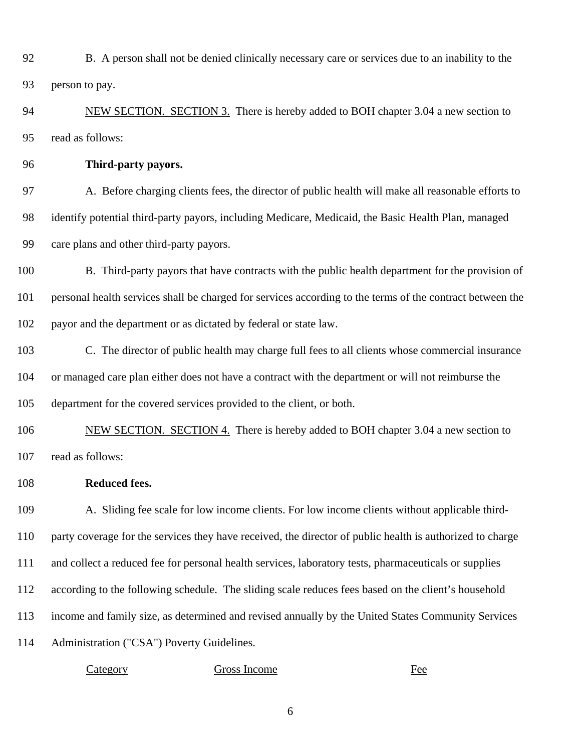B. A person shall not be denied clinically necessary care or services due to an inability to the person to pay.

<u>NEW SECTION. SECTION 3.</u> There is hereby added to BOH chapter 3.04 a new section to read as follows:

**Third-party payors.**

A. Before charging clients fees, the director of public health will make all reasonable efforts to identify potential third-party payors, including Medicare, Medicaid, the Basic Health Plan, managed care plans and other third-party payors.

B. Third-party payors that have contracts with the public health department for the provision of personal health services shall be charged for services according to the terms of the contract between the payor and the department or as dictated by federal or state law.

C. The director of public health may charge full fees to all clients whose commercial insurance or managed care plan either does not have a contract with the department or will not reimburse the department for the covered services provided to the client, or both.

<u>NEW SECTION. SECTION 4.</u> There is hereby added to BOH chapter 3.04 a new section to read as follows:

**Reduced fees.**

A. Sliding fee scale for low income clients. For low income clients without applicable third-party coverage for the services they have received, the director of public health is authorized to charge and collect a reduced fee for personal health services, laboratory tests, pharmaceuticals or supplies according to the following schedule. The sliding scale reduces fees based on the client's household income and family size, as determined and revised annually by the United States Community Services Administration ("CSA") Poverty Guidelines.

| Category | Gross Income | Fee |
|---|---|---|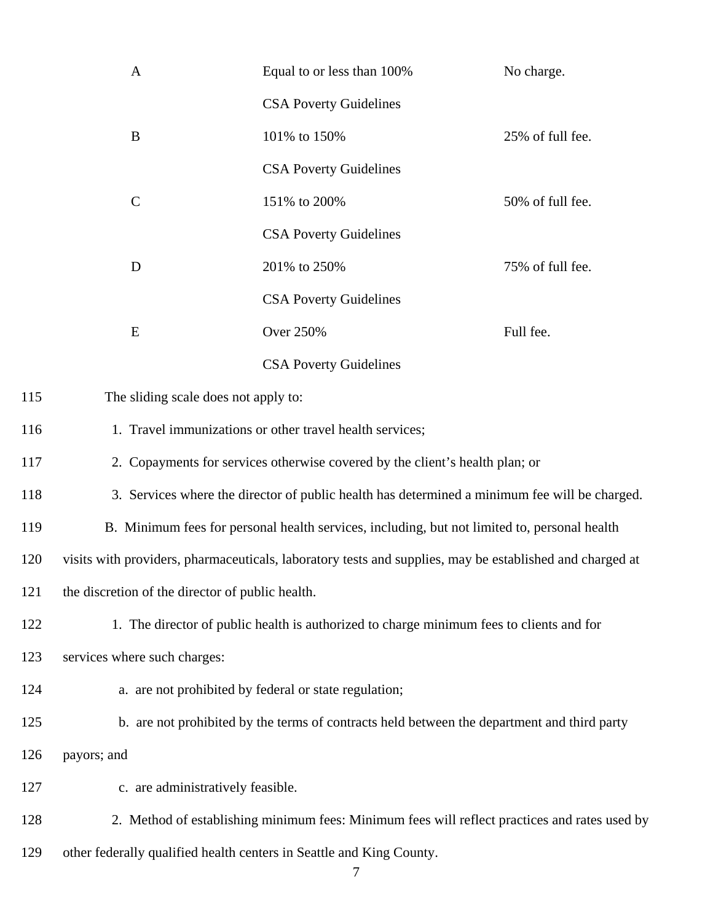| | | |
|---|---|---|
| A | Equal to or less than 100% CSA Poverty Guidelines | No charge. |
| B | 101% to 150% CSA Poverty Guidelines | 25% of full fee. |
| C | 151% to 200% CSA Poverty Guidelines | 50% of full fee. |
| D | 201% to 250% CSA Poverty Guidelines | 75% of full fee. |
| E | Over 250% CSA Poverty Guidelines | Full fee. |

115 The sliding scale does not apply to:

116 1. Travel immunizations or other travel health services;

117 2. Copayments for services otherwise covered by the client's health plan; or

118 3. Services where the director of public health has determined a minimum fee will be charged.

119 B. Minimum fees for personal health services, including, but not limited to, personal health

120 visits with providers, pharmaceuticals, laboratory tests and supplies, may be established and charged at

121 the discretion of the director of public health.

122 1. The director of public health is authorized to charge minimum fees to clients and for

123 services where such charges:

124 a. are not prohibited by federal or state regulation;

125 b. are not prohibited by the terms of contracts held between the department and third party

126 payors; and

127 c. are administratively feasible.

128 2. Method of establishing minimum fees: Minimum fees will reflect practices and rates used by

129 other federally qualified health centers in Seattle and King County.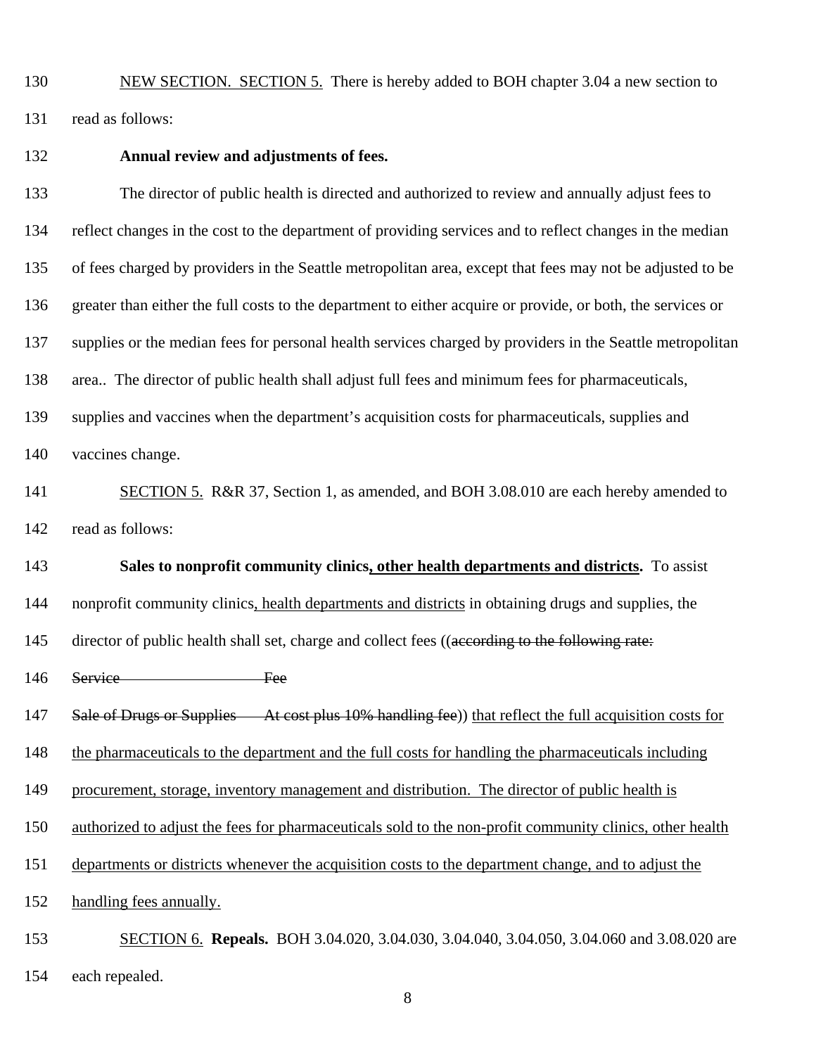NEW SECTION. SECTION 5. There is hereby added to BOH chapter 3.04 a new section to read as follows:

**Annual review and adjustments of fees.**

The director of public health is directed and authorized to review and annually adjust fees to reflect changes in the cost to the department of providing services and to reflect changes in the median of fees charged by providers in the Seattle metropolitan area, except that fees may not be adjusted to be greater than either the full costs to the department to either acquire or provide, or both, the services or supplies or the median fees for personal health services charged by providers in the Seattle metropolitan area.. The director of public health shall adjust full fees and minimum fees for pharmaceuticals, supplies and vaccines when the department's acquisition costs for pharmaceuticals, supplies and vaccines change.

SECTION 5. R&R 37, Section 1, as amended, and BOH 3.08.010 are each hereby amended to read as follows:

**Sales to nonprofit community clinics, other health departments and districts.** To assist nonprofit community clinics, health departments and districts in obtaining drugs and supplies, the director of public health shall set, charge and collect fees ((~~according to the following rate:~~

~~Service Fee~~

~~Sale of Drugs or Supplies At cost plus 10% handling fee~~)) that reflect the full acquisition costs for the pharmaceuticals to the department and the full costs for handling the pharmaceuticals including procurement, storage, inventory management and distribution. The director of public health is authorized to adjust the fees for pharmaceuticals sold to the non-profit community clinics, other health departments or districts whenever the acquisition costs to the department change, and to adjust the handling fees annually.

SECTION 6. **Repeals.** BOH 3.04.020, 3.04.030, 3.04.040, 3.04.050, 3.04.060 and 3.08.020 are each repealed.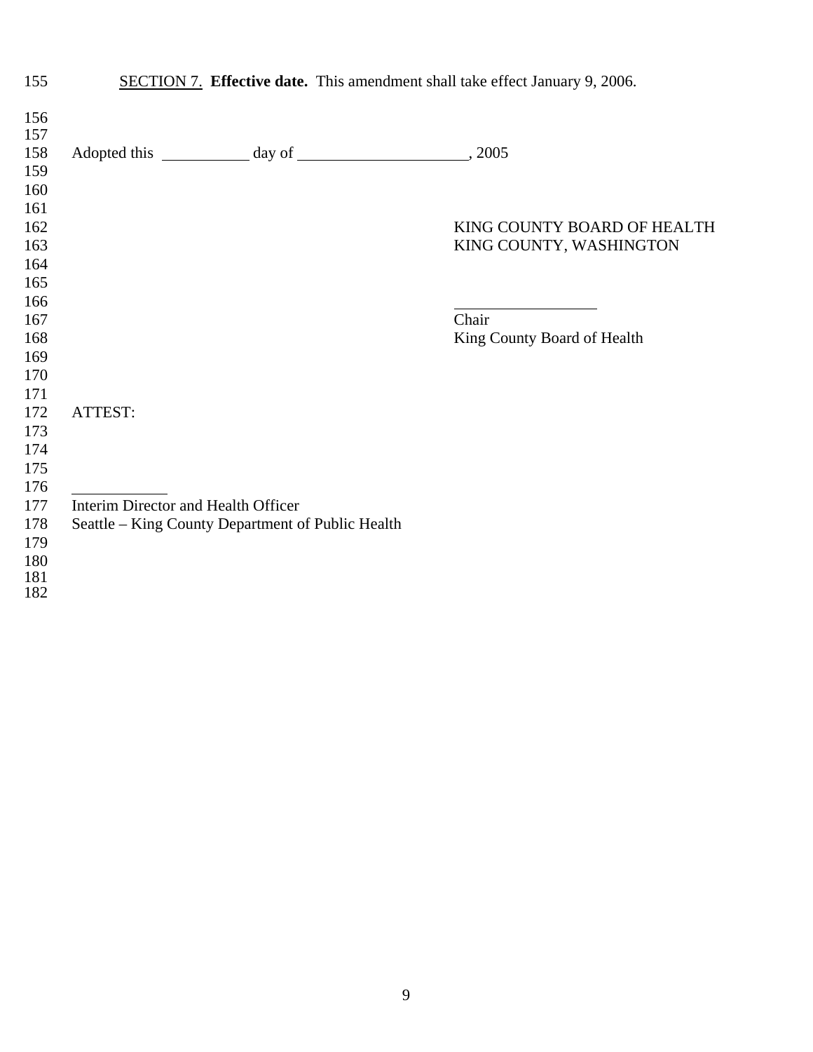SECTION 7. **Effective date.** This amendment shall take effect January 9, 2006.

Adopted this \_\_\_\_\_\_\_\_\_\_ day of \_\_\_\_\_\_\_\_\_\_\_\_\_\_\_\_\_\_\_\_, 2005

KING COUNTY BOARD OF HEALTH
KING COUNTY, WASHINGTON

\_\_\_\_\_\_\_\_\_\_\_\_\_\_\_\_\_\_
Chair
King County Board of Health

ATTEST:

\_\_\_\_\_\_\_\_\_\_\_\_
Interim Director and Health Officer
Seattle – King County Department of Public Health